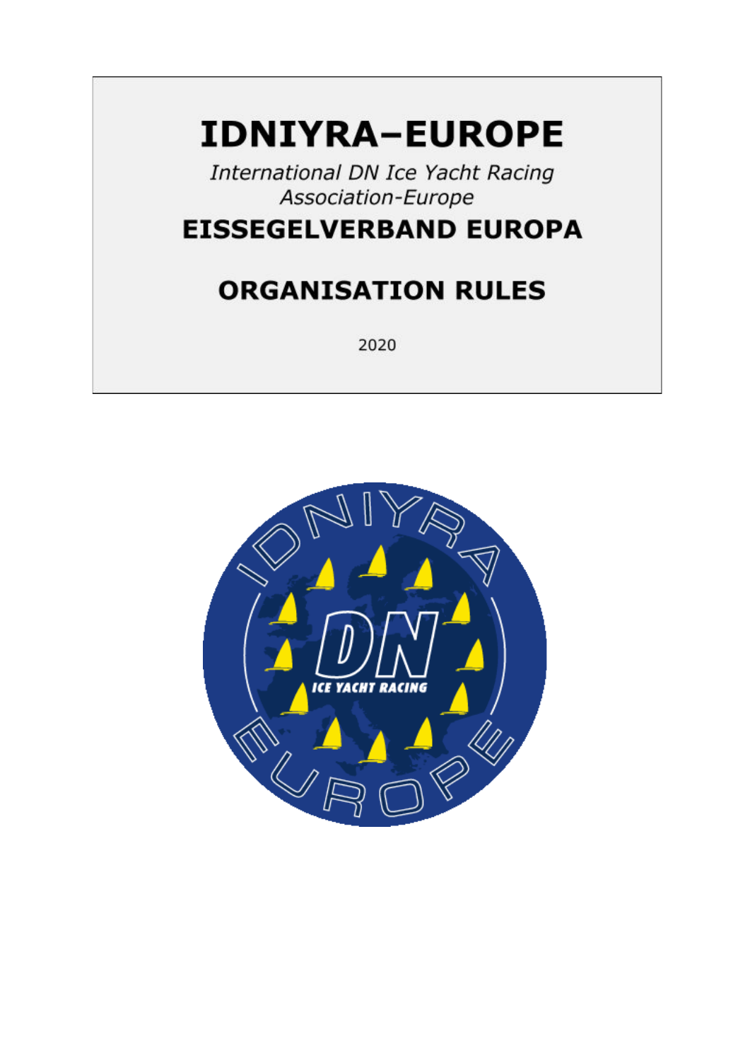# IDNIYRA–EUROPE

*International DN Ice Yacht Racing Association-Europe*

## EISSEGELVERBAND EUROPA

## ORGANISATION RULES

2020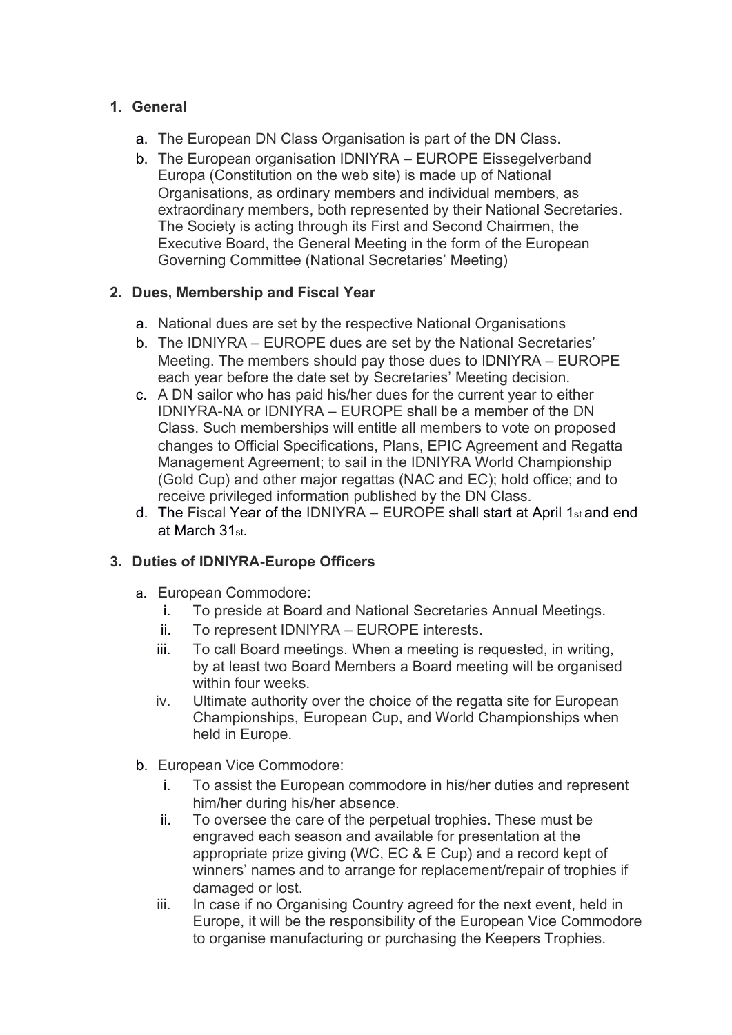1. **General**

    a. The European DN Class Organisation is part of the DN Class.

    b. The European organisation IDNIYRA – EUROPE Eissegelverband Europa (Constitution on the web site) is made up of National Organisations, as ordinary members and individual members, as extraordinary members, both represented by their National Secretaries. The Society is acting through its First and Second Chairmen, the Executive Board, the General Meeting in the form of the European Governing Committee (National Secretaries' Meeting)

2. **Dues, Membership and Fiscal Year**

    a. National dues are set by the respective National Organisations

    b. The IDNIYRA – EUROPE dues are set by the National Secretaries' Meeting. The members should pay those dues to IDNIYRA – EUROPE each year before the date set by Secretaries' Meeting decision.

    c. A DN sailor who has paid his/her dues for the current year to either IDNIYRA-NA or IDNIYRA – EUROPE shall be a member of the DN Class. Such memberships will entitle all members to vote on proposed changes to Official Specifications, Plans, EPIC Agreement and Regatta Management Agreement; to sail in the IDNIYRA World Championship (Gold Cup) and other major regattas (NAC and EC); hold office; and to receive privileged information published by the DN Class.

    d. The Fiscal Year of the IDNIYRA – EUROPE shall start at April 1st and end at March 31st.

3. **Duties of IDNIYRA-Europe Officers**

    a. European Commodore:

        i. To preside at Board and National Secretaries Annual Meetings.

        ii. To represent IDNIYRA – EUROPE interests.

        iii. To call Board meetings. When a meeting is requested, in writing, by at least two Board Members a Board meeting will be organised within four weeks.

        iv. Ultimate authority over the choice of the regatta site for European Championships, European Cup, and World Championships when held in Europe.

    b. European Vice Commodore:

        i. To assist the European commodore in his/her duties and represent him/her during his/her absence.

        ii. To oversee the care of the perpetual trophies. These must be engraved each season and available for presentation at the appropriate prize giving (WC, EC & E Cup) and a record kept of winners' names and to arrange for replacement/repair of trophies if damaged or lost.

        iii. In case if no Organising Country agreed for the next event, held in Europe, it will be the responsibility of the European Vice Commodore to organise manufacturing or purchasing the Keepers Trophies.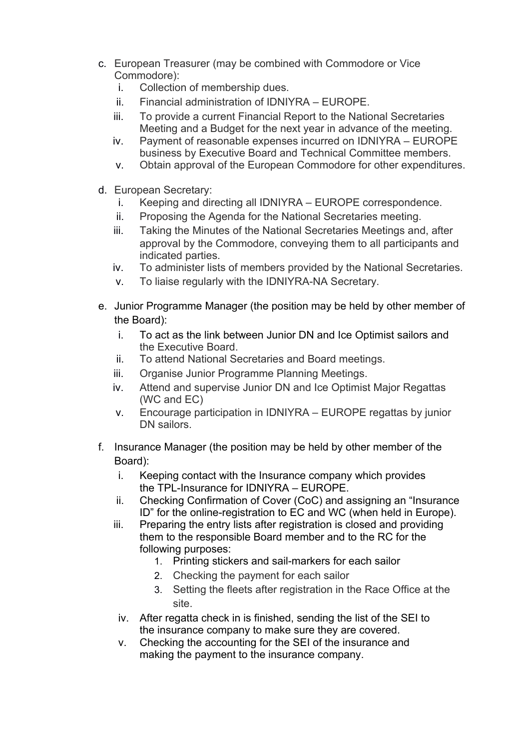c. European Treasurer (may be combined with Commodore or Vice Commodore):
   i. Collection of membership dues.
   ii. Financial administration of IDNIYRA – EUROPE.
   iii. To provide a current Financial Report to the National Secretaries Meeting and a Budget for the next year in advance of the meeting.
   iv. Payment of reasonable expenses incurred on IDNIYRA – EUROPE business by Executive Board and Technical Committee members.
   v. Obtain approval of the European Commodore for other expenditures.

d. European Secretary:
   i. Keeping and directing all IDNIYRA – EUROPE correspondence.
   ii. Proposing the Agenda for the National Secretaries meeting.
   iii. Taking the Minutes of the National Secretaries Meetings and, after approval by the Commodore, conveying them to all participants and indicated parties.
   iv. To administer lists of members provided by the National Secretaries.
   v. To liaise regularly with the IDNIYRA-NA Secretary.

e. Junior Programme Manager (the position may be held by other member of the Board):
   i. To act as the link between Junior DN and Ice Optimist sailors and the Executive Board.
   ii. To attend National Secretaries and Board meetings.
   iii. Organise Junior Programme Planning Meetings.
   iv. Attend and supervise Junior DN and Ice Optimist Major Regattas (WC and EC)
   v. Encourage participation in IDNIYRA – EUROPE regattas by junior DN sailors.

f. Insurance Manager (the position may be held by other member of the Board):
   i. Keeping contact with the Insurance company which provides the TPL-Insurance for IDNIYRA – EUROPE.
   ii. Checking Confirmation of Cover (CoC) and assigning an "Insurance ID" for the online-registration to EC and WC (when held in Europe).
   iii. Preparing the entry lists after registration is closed and providing them to the responsible Board member and to the RC for the following purposes:
      1. Printing stickers and sail-markers for each sailor
      2. Checking the payment for each sailor
      3. Setting the fleets after registration in the Race Office at the site.
   iv. After regatta check in is finished, sending the list of the SEI to the insurance company to make sure they are covered.
   v. Checking the accounting for the SEI of the insurance and making the payment to the insurance company.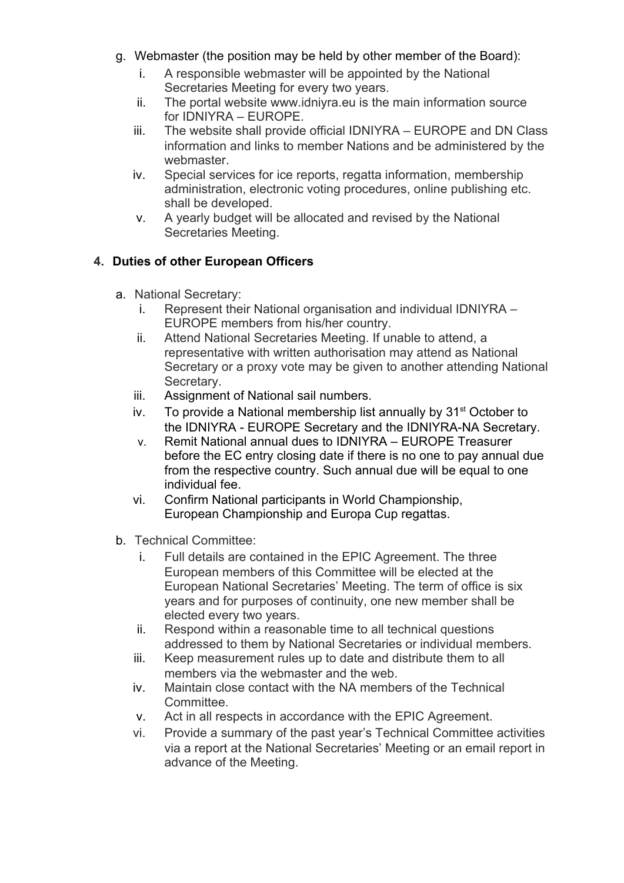g. Webmaster (the position may be held by other member of the Board):
   i. A responsible webmaster will be appointed by the National Secretaries Meeting for every two years.
   ii. The portal website www.idniyra.eu is the main information source for IDNIYRA – EUROPE.
   iii. The website shall provide official IDNIYRA – EUROPE and DN Class information and links to member Nations and be administered by the webmaster.
   iv. Special services for ice reports, regatta information, membership administration, electronic voting procedures, online publishing etc. shall be developed.
   v. A yearly budget will be allocated and revised by the National Secretaries Meeting.

## 4. Duties of other European Officers

a. National Secretary:
   i. Represent their National organisation and individual IDNIYRA – EUROPE members from his/her country.
   ii. Attend National Secretaries Meeting. If unable to attend, a representative with written authorisation may attend as National Secretary or a proxy vote may be given to another attending National Secretary.
   iii. Assignment of National sail numbers.
   iv. To provide a National membership list annually by 31st October to the IDNIYRA - EUROPE Secretary and the IDNIYRA-NA Secretary.
   v. Remit National annual dues to IDNIYRA – EUROPE Treasurer before the EC entry closing date if there is no one to pay annual due from the respective country. Such annual due will be equal to one individual fee.
   vi. Confirm National participants in World Championship, European Championship and Europa Cup regattas.

b. Technical Committee:
   i. Full details are contained in the EPIC Agreement. The three European members of this Committee will be elected at the European National Secretaries' Meeting. The term of office is six years and for purposes of continuity, one new member shall be elected every two years.
   ii. Respond within a reasonable time to all technical questions addressed to them by National Secretaries or individual members.
   iii. Keep measurement rules up to date and distribute them to all members via the webmaster and the web.
   iv. Maintain close contact with the NA members of the Technical Committee.
   v. Act in all respects in accordance with the EPIC Agreement.
   vi. Provide a summary of the past year's Technical Committee activities via a report at the National Secretaries' Meeting or an email report in advance of the Meeting.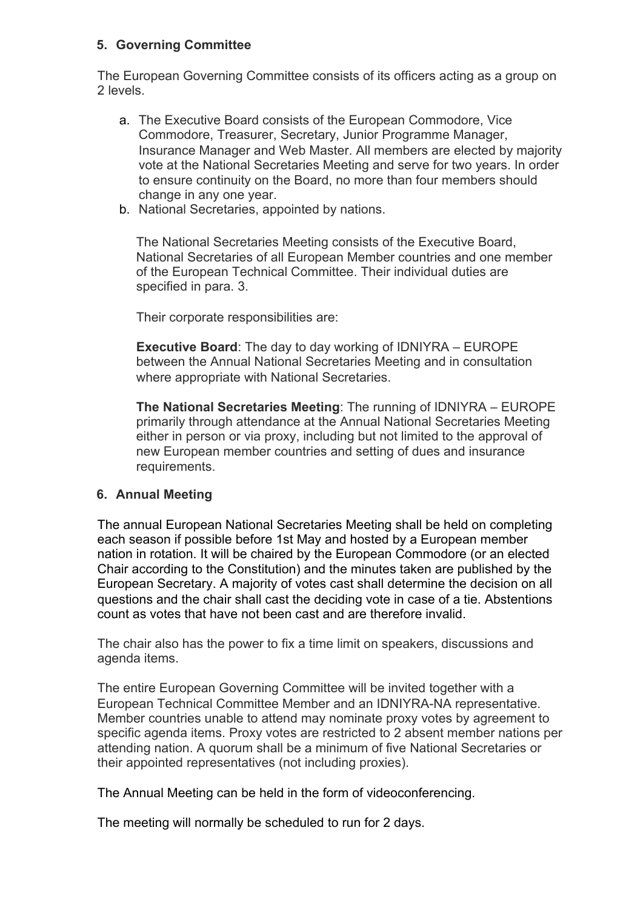## 5. Governing Committee

The European Governing Committee consists of its officers acting as a group on 2 levels.

a. The Executive Board consists of the European Commodore, Vice Commodore, Treasurer, Secretary, Junior Programme Manager, Insurance Manager and Web Master. All members are elected by majority vote at the National Secretaries Meeting and serve for two years. In order to ensure continuity on the Board, no more than four members should change in any one year.
b. National Secretaries, appointed by nations.

The National Secretaries Meeting consists of the Executive Board, National Secretaries of all European Member countries and one member of the European Technical Committee. Their individual duties are specified in para. 3.

Their corporate responsibilities are:

**Executive Board**: The day to day working of IDNIYRA – EUROPE between the Annual National Secretaries Meeting and in consultation where appropriate with National Secretaries.

**The National Secretaries Meeting**: The running of IDNIYRA – EUROPE primarily through attendance at the Annual National Secretaries Meeting either in person or via proxy, including but not limited to the approval of new European member countries and setting of dues and insurance requirements.

## 6. Annual Meeting

The annual European National Secretaries Meeting shall be held on completing each season if possible before 1st May and hosted by a European member nation in rotation. It will be chaired by the European Commodore (or an elected Chair according to the Constitution) and the minutes taken are published by the European Secretary. A majority of votes cast shall determine the decision on all questions and the chair shall cast the deciding vote in case of a tie. Abstentions count as votes that have not been cast and are therefore invalid.

The chair also has the power to fix a time limit on speakers, discussions and agenda items.

The entire European Governing Committee will be invited together with a European Technical Committee Member and an IDNIYRA-NA representative. Member countries unable to attend may nominate proxy votes by agreement to specific agenda items. Proxy votes are restricted to 2 absent member nations per attending nation. A quorum shall be a minimum of five National Secretaries or their appointed representatives (not including proxies).

The Annual Meeting can be held in the form of videoconferencing.

The meeting will normally be scheduled to run for 2 days.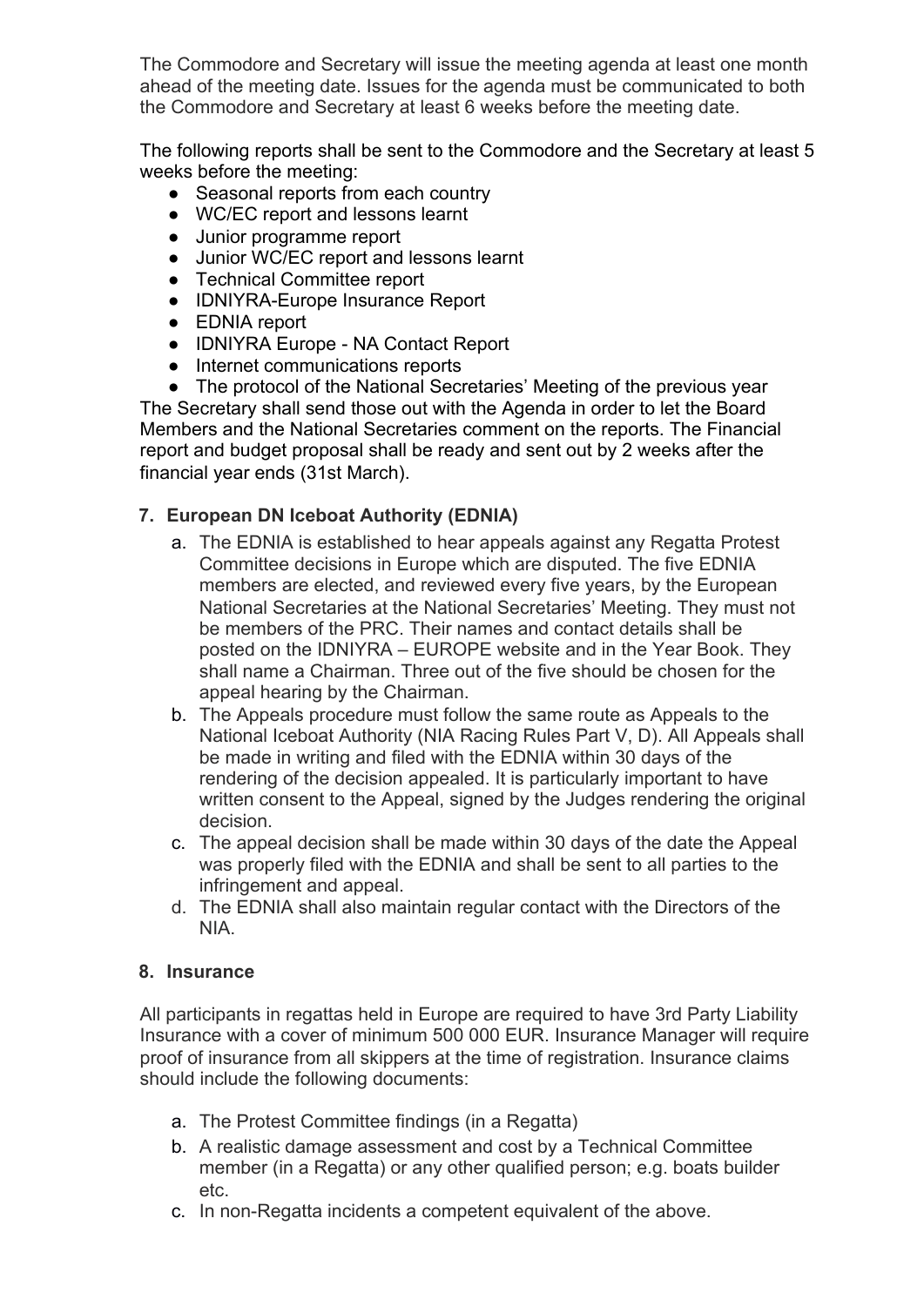The Commodore and Secretary will issue the meeting agenda at least one month ahead of the meeting date. Issues for the agenda must be communicated to both the Commodore and Secretary at least 6 weeks before the meeting date.

The following reports shall be sent to the Commodore and the Secretary at least 5 weeks before the meeting:

- Seasonal reports from each country
- WC/EC report and lessons learnt
- Junior programme report
- Junior WC/EC report and lessons learnt
- Technical Committee report
- IDNIYRA-Europe Insurance Report
- EDNIA report
- IDNIYRA Europe - NA Contact Report
- Internet communications reports
- The protocol of the National Secretaries' Meeting of the previous year

The Secretary shall send those out with the Agenda in order to let the Board Members and the National Secretaries comment on the reports. The Financial report and budget proposal shall be ready and sent out by 2 weeks after the financial year ends (31st March).

## 7. European DN Iceboat Authority (EDNIA)

a. The EDNIA is established to hear appeals against any Regatta Protest Committee decisions in Europe which are disputed. The five EDNIA members are elected, and reviewed every five years, by the European National Secretaries at the National Secretaries' Meeting. They must not be members of the PRC. Their names and contact details shall be posted on the IDNIYRA – EUROPE website and in the Year Book. They shall name a Chairman. Three out of the five should be chosen for the appeal hearing by the Chairman.

b. The Appeals procedure must follow the same route as Appeals to the National Iceboat Authority (NIA Racing Rules Part V, D). All Appeals shall be made in writing and filed with the EDNIA within 30 days of the rendering of the decision appealed. It is particularly important to have written consent to the Appeal, signed by the Judges rendering the original decision.

c. The appeal decision shall be made within 30 days of the date the Appeal was properly filed with the EDNIA and shall be sent to all parties to the infringement and appeal.

d. The EDNIA shall also maintain regular contact with the Directors of the NIA.

## 8. Insurance

All participants in regattas held in Europe are required to have 3rd Party Liability Insurance with a cover of minimum 500 000 EUR. Insurance Manager will require proof of insurance from all skippers at the time of registration. Insurance claims should include the following documents:

a. The Protest Committee findings (in a Regatta)

b. A realistic damage assessment and cost by a Technical Committee member (in a Regatta) or any other qualified person; e.g. boats builder etc.

c. In non-Regatta incidents a competent equivalent of the above.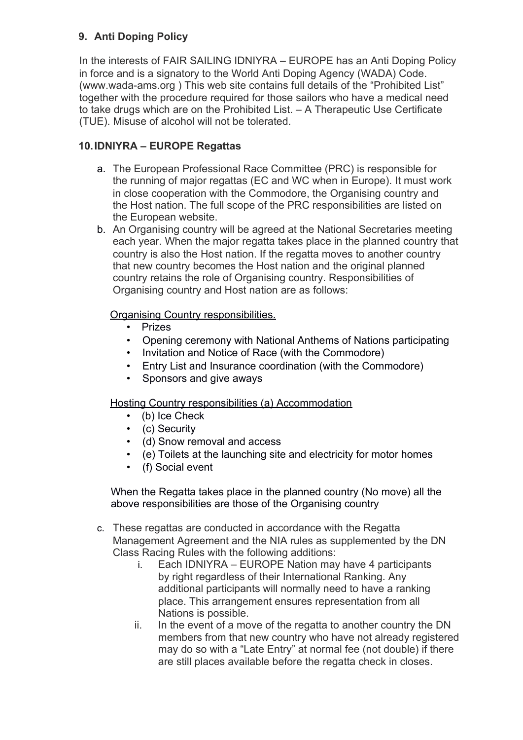## 9. Anti Doping Policy

In the interests of FAIR SAILING IDNIYRA – EUROPE has an Anti Doping Policy in force and is a signatory to the World Anti Doping Agency (WADA) Code. (www.wada-ams.org ) This web site contains full details of the "Prohibited List" together with the procedure required for those sailors who have a medical need to take drugs which are on the Prohibited List. – A Therapeutic Use Certificate (TUE). Misuse of alcohol will not be tolerated.

## 10. IDNIYRA – EUROPE Regattas

a. The European Professional Race Committee (PRC) is responsible for the running of major regattas (EC and WC when in Europe). It must work in close cooperation with the Commodore, the Organising country and the Host nation. The full scope of the PRC responsibilities are listed on the European website.

b. An Organising country will be agreed at the National Secretaries meeting each year. When the major regatta takes place in the planned country that country is also the Host nation. If the regatta moves to another country that new country becomes the Host nation and the original planned country retains the role of Organising country. Responsibilities of Organising country and Host nation are as follows:

   <u>Organising Country responsibilities.</u>

   - Prizes
   - Opening ceremony with National Anthems of Nations participating
   - Invitation and Notice of Race (with the Commodore)
   - Entry List and Insurance coordination (with the Commodore)
   - Sponsors and give aways

   <u>Hosting Country responsibilities (a) Accommodation</u>

   - (b) Ice Check
   - (c) Security
   - (d) Snow removal and access
   - (e) Toilets at the launching site and electricity for motor homes
   - (f) Social event

   When the Regatta takes place in the planned country (No move) all the above responsibilities are those of the Organising country

c. These regattas are conducted in accordance with the Regatta Management Agreement and the NIA rules as supplemented by the DN Class Racing Rules with the following additions:

   i. Each IDNIYRA – EUROPE Nation may have 4 participants by right regardless of their International Ranking. Any additional participants will normally need to have a ranking place. This arrangement ensures representation from all Nations is possible.

   ii. In the event of a move of the regatta to another country the DN members from that new country who have not already registered may do so with a "Late Entry" at normal fee (not double) if there are still places available before the regatta check in closes.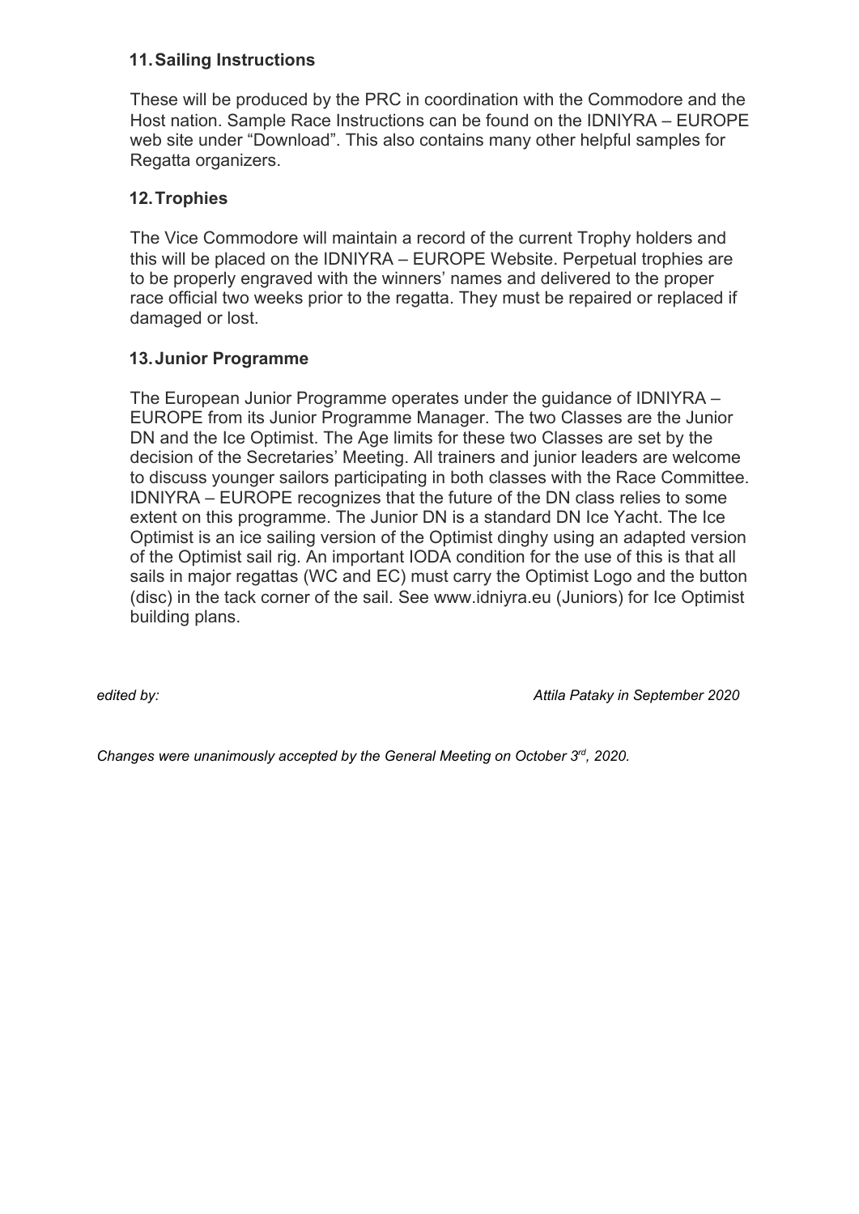## 11. Sailing Instructions

These will be produced by the PRC in coordination with the Commodore and the Host nation. Sample Race Instructions can be found on the IDNIYRA – EUROPE web site under "Download". This also contains many other helpful samples for Regatta organizers.

## 12. Trophies

The Vice Commodore will maintain a record of the current Trophy holders and this will be placed on the IDNIYRA – EUROPE Website. Perpetual trophies are to be properly engraved with the winners' names and delivered to the proper race official two weeks prior to the regatta. They must be repaired or replaced if damaged or lost.

## 13. Junior Programme

The European Junior Programme operates under the guidance of IDNIYRA – EUROPE from its Junior Programme Manager. The two Classes are the Junior DN and the Ice Optimist. The Age limits for these two Classes are set by the decision of the Secretaries' Meeting. All trainers and junior leaders are welcome to discuss younger sailors participating in both classes with the Race Committee. IDNIYRA – EUROPE recognizes that the future of the DN class relies to some extent on this programme. The Junior DN is a standard DN Ice Yacht. The Ice Optimist is an ice sailing version of the Optimist dinghy using an adapted version of the Optimist sail rig. An important IODA condition for the use of this is that all sails in major regattas (WC and EC) must carry the Optimist Logo and the button (disc) in the tack corner of the sail. See www.idniyra.eu (Juniors) for Ice Optimist building plans.

*edited by:* *Attila Pataky in September 2020*

*Changes were unanimously accepted by the General Meeting on October 3rd, 2020.*